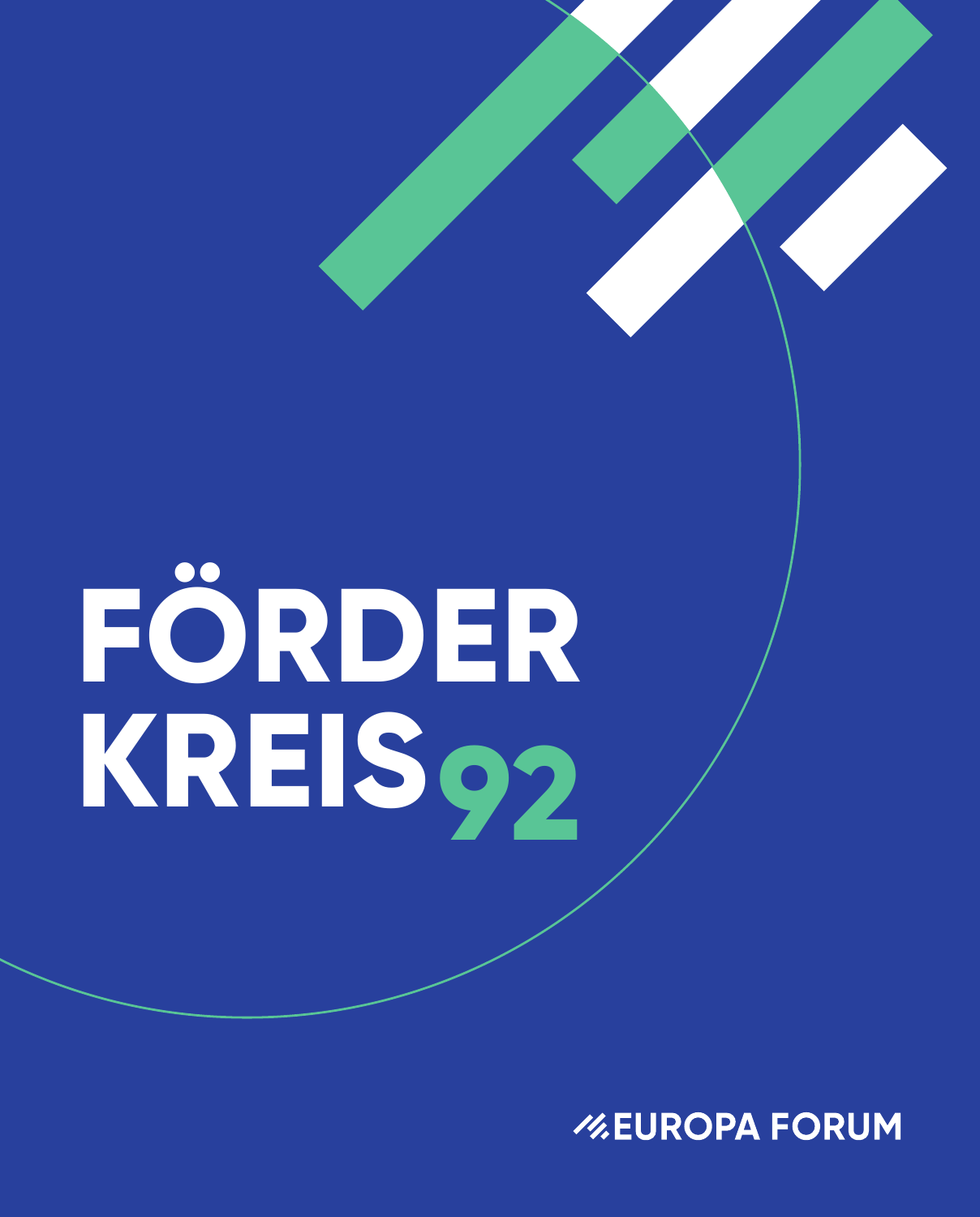# FÖRDER KREIS 92

EUROPA FORUM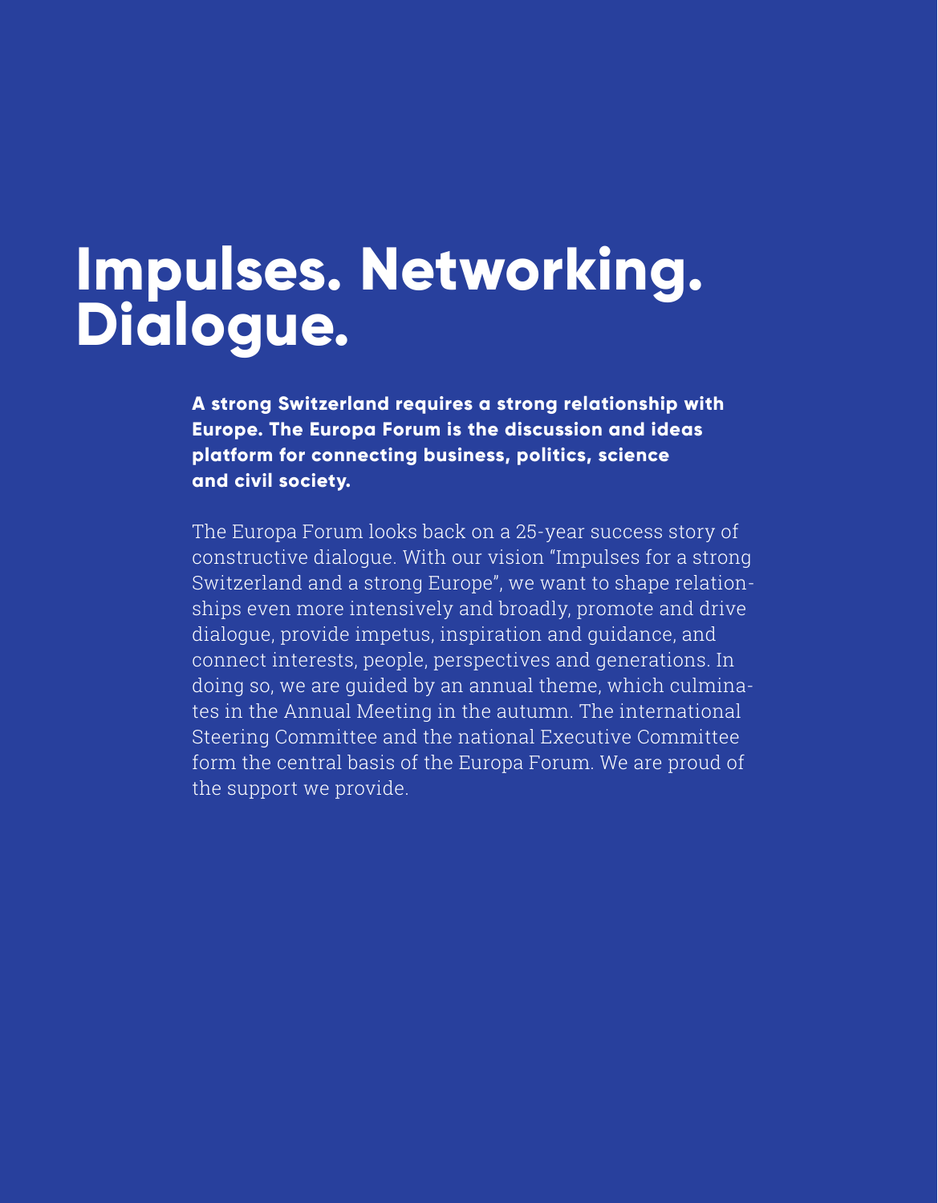# Impulses. Networking. Dialogue.

**A strong Switzerland requires a strong relationship with Europe. The Europa Forum is the discussion and ideas platform for connecting business, politics, science and civil society.**

The Europa Forum looks back on a 25-year success story of constructive dialogue. With our vision "Impulses for a strong Switzerland and a strong Europe", we want to shape relationships even more intensively and broadly, promote and drive dialogue, provide impetus, inspiration and guidance, and connect interests, people, perspectives and generations. In doing so, we are guided by an annual theme, which culminates in the Annual Meeting in the autumn. The international Steering Committee and the national Executive Committee form the central basis of the Europa Forum. We are proud of the support we provide.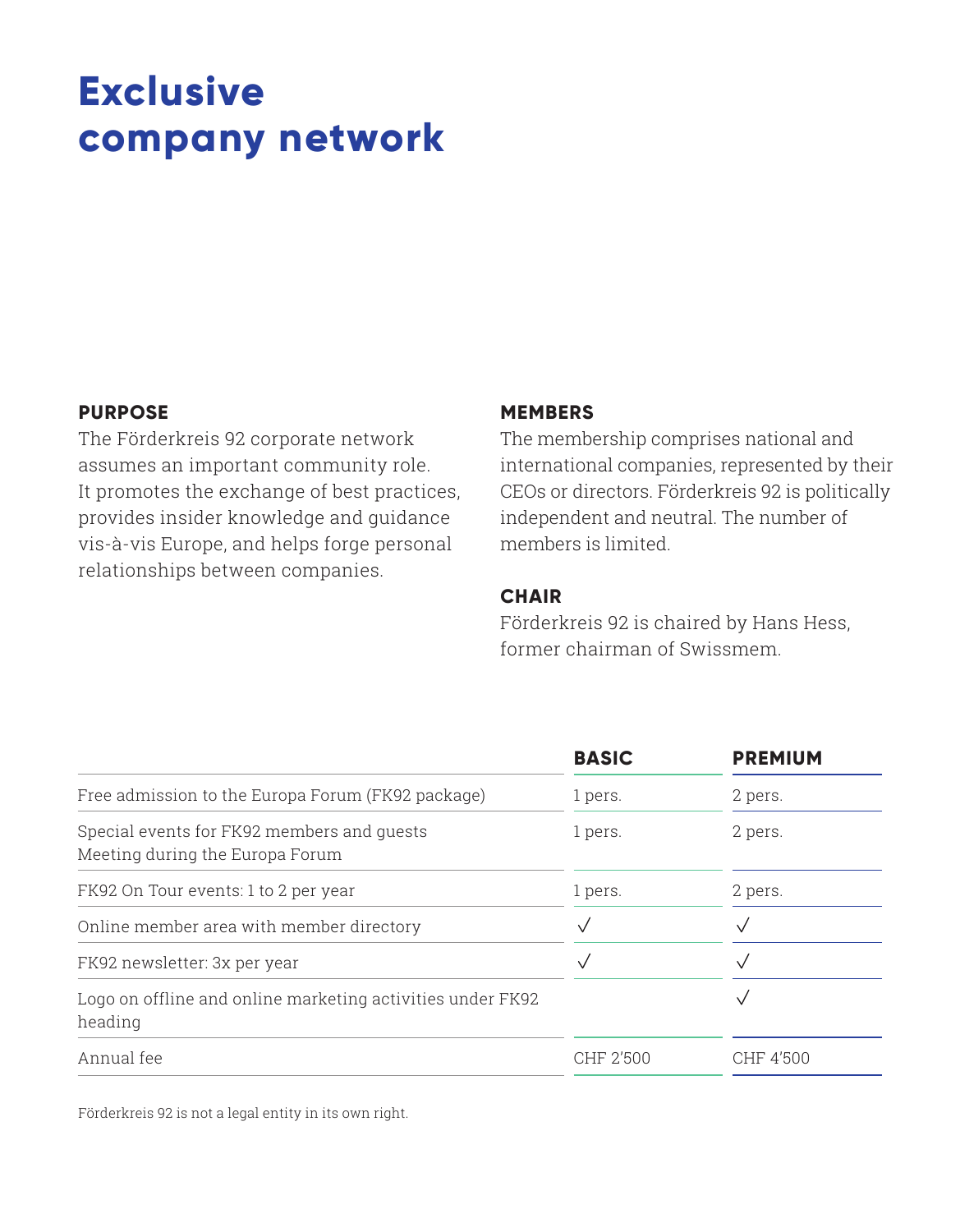# Exclusive company network

**PURPOSE**

The Förderkreis 92 corporate network assumes an important community role. It promotes the exchange of best practices, provides insider knowledge and guidance vis-à-vis Europe, and helps forge personal relationships between companies.

**MEMBERS**

The membership comprises national and international companies, represented by their CEOs or directors. Förderkreis 92 is politically independent and neutral. The number of members is limited.

**CHAIR**

Förderkreis 92 is chaired by Hans Hess, former chairman of Swissmem.

| | **BASIC** | **PREMIUM** |
|---|---|---|
| Free admission to the Europa Forum (FK92 package) | 1 pers. | 2 pers. |
| Special events for FK92 members and guests Meeting during the Europa Forum | 1 pers. | 2 pers. |
| FK92 On Tour events: 1 to 2 per year | 1 pers. | 2 pers. |
| Online member area with member directory | ✓ | ✓ |
| FK92 newsletter: 3x per year | ✓ | ✓ |
| Logo on offline and online marketing activities under FK92 heading | | ✓ |
| Annual fee | CHF 2'500 | CHF 4'500 |

Förderkreis 92 is not a legal entity in its own right.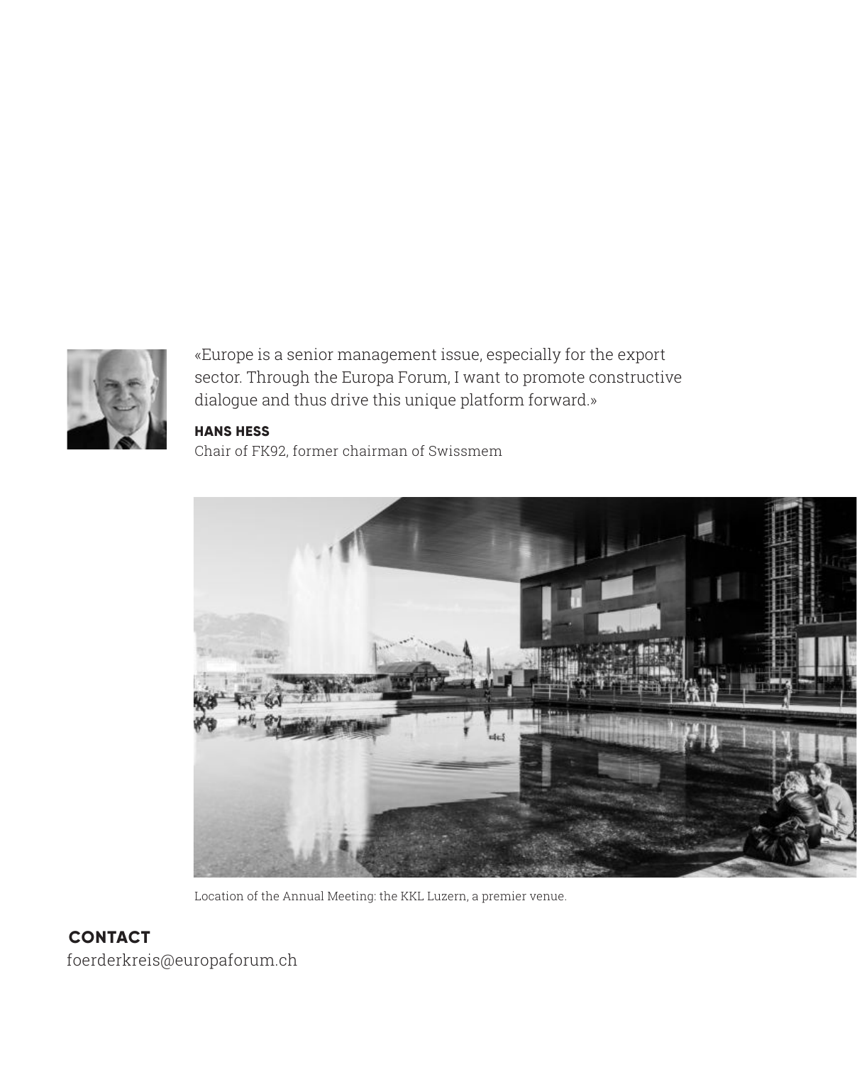«Europe is a senior management issue, especially for the export sector. Through the Europa Forum, I want to promote constructive dialogue and thus drive this unique platform forward.»

**HANS HESS**
Chair of FK92, former chairman of Swissmem

Location of the Annual Meeting: the KKL Luzern, a premier venue.

## CONTACT

foerderkreis@europaforum.ch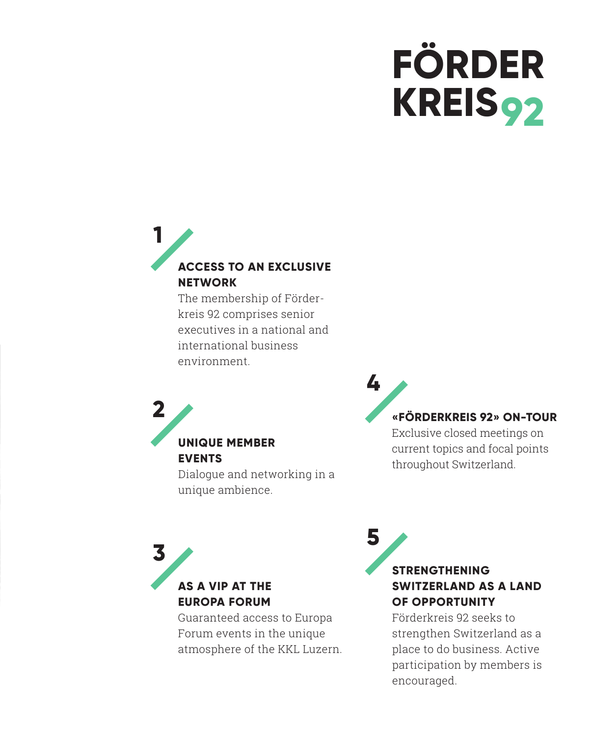# FÖRDER KREIS 92

## 1 ACCESS TO AN EXCLUSIVE NETWORK

The membership of Förderkreis 92 comprises senior executives in a national and international business environment.

## 2 UNIQUE MEMBER EVENTS

Dialogue and networking in a unique ambience.

## 3 AS A VIP AT THE EUROPA FORUM

Guaranteed access to Europa Forum events in the unique atmosphere of the KKL Luzern.

## 4 «FÖRDERKREIS 92» ON-TOUR

Exclusive closed meetings on current topics and focal points throughout Switzerland.

## 5 STRENGTHENING SWITZERLAND AS A LAND OF OPPORTUNITY

Förderkreis 92 seeks to strengthen Switzerland as a place to do business. Active participation by members is encouraged.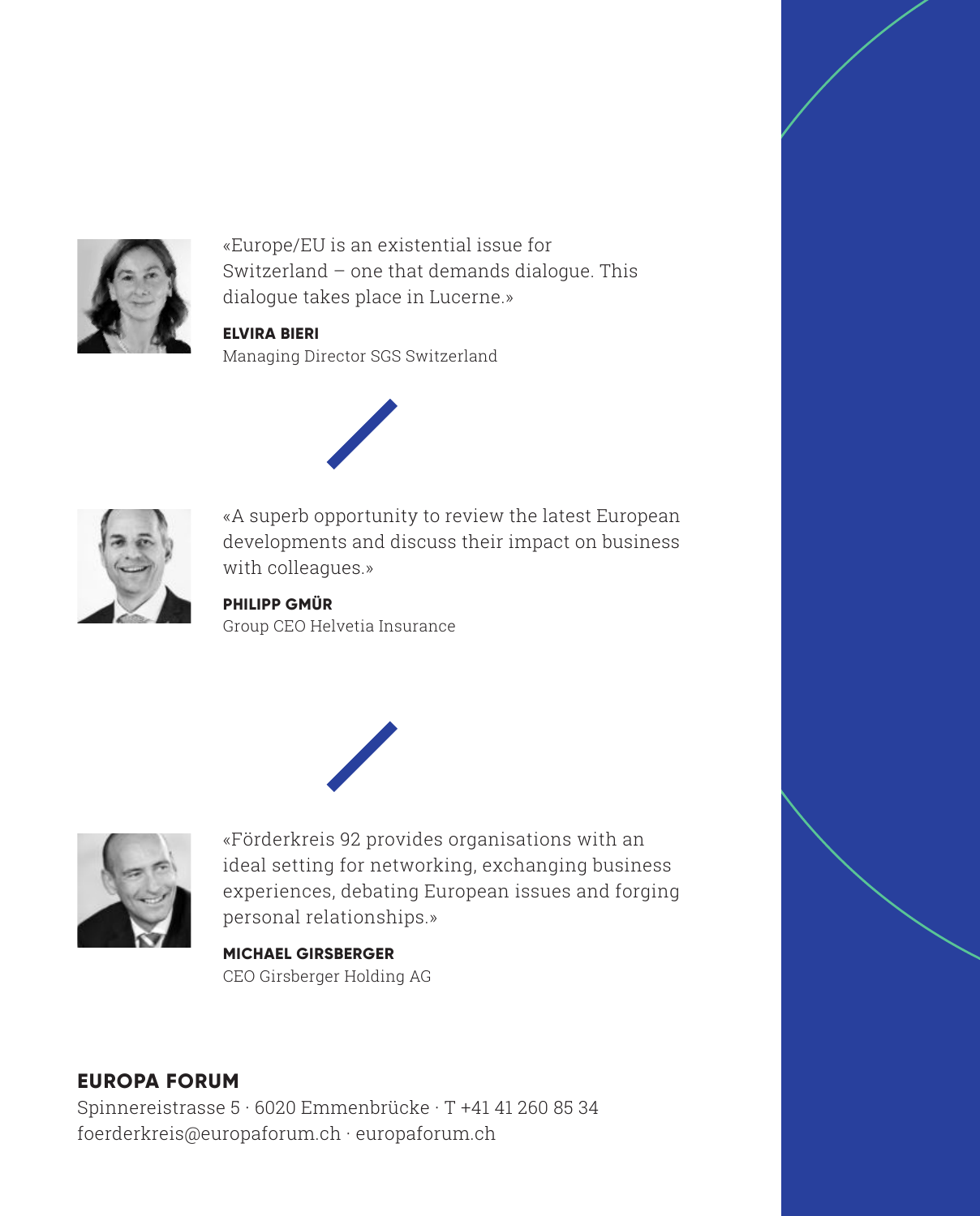«Europe/EU is an existential issue for Switzerland – one that demands dialogue. This dialogue takes place in Lucerne.»

**ELVIRA BIERI**
Managing Director SGS Switzerland

«A superb opportunity to review the latest European developments and discuss their impact on business with colleagues.»

**PHILIPP GMÜR**
Group CEO Helvetia Insurance

«Förderkreis 92 provides organisations with an ideal setting for networking, exchanging business experiences, debating European issues and forging personal relationships.»

**MICHAEL GIRSBERGER**
CEO Girsberger Holding AG

**EUROPA FORUM**
Spinnereistrasse 5 · 6020 Emmenbrücke · T +41 41 260 85 34
foerderkreis@europaforum.ch · europaforum.ch